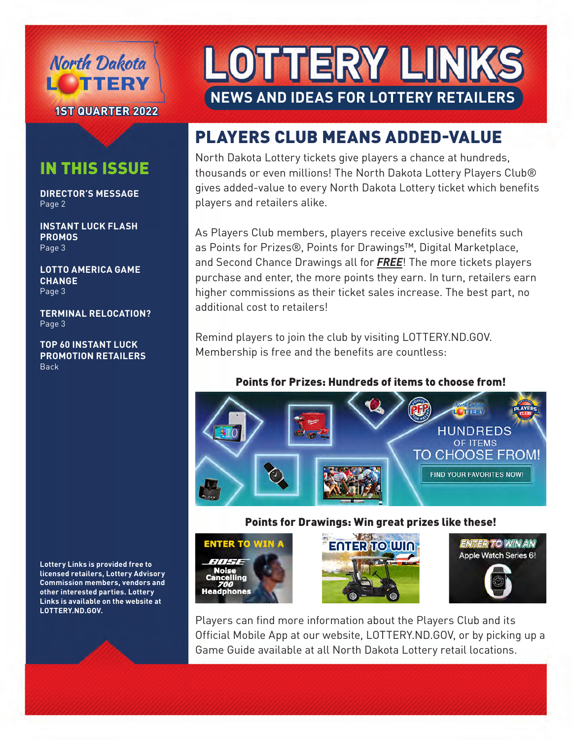North Dakota Lottery

1ST QUARTER 2022

# LOTTERY LINKS

**NEWS AND IDEAS FOR LOTTERY RETAILERS**

## IN THIS ISSUE

**DIRECTOR'S MESSAGE**
Page 2

**INSTANT LUCK FLASH PROMOS**
Page 3

**LOTTO AMERICA GAME CHANGE**
Page 3

**TERMINAL RELOCATION?**
Page 3

**TOP 60 INSTANT LUCK PROMOTION RETAILERS**
Back

**Lottery Links is provided free to licensed retailers, Lottery Advisory Commission members, vendors and other interested parties. Lottery Links is available on the website at LOTTERY.ND.GOV.**

## PLAYERS CLUB MEANS ADDED-VALUE

North Dakota Lottery tickets give players a chance at hundreds, thousands or even millions! The North Dakota Lottery Players Club® gives added-value to every North Dakota Lottery ticket which benefits players and retailers alike.

As Players Club members, players receive exclusive benefits such as Points for Prizes®, Points for Drawings™, Digital Marketplace, and Second Chance Drawings all for ***FREE***! The more tickets players purchase and enter, the more points they earn. In turn, retailers earn higher commissions as their ticket sales increase. The best part, no additional cost to retailers!

Remind players to join the club by visiting LOTTERY.ND.GOV. Membership is free and the benefits are countless:

**Points for Prizes: Hundreds of items to choose from!**

HUNDREDS OF ITEMS TO CHOOSE FROM!

FIND YOUR FAVORITES NOW!

**Points for Drawings: Win great prizes like these!**

ENTER TO WIN A BOSE Noise Cancelling 700 Headphones

ENTER TO WIN

ENTER TO WIN AN Apple Watch Series 6!

Players can find more information about the Players Club and its Official Mobile App at our website, LOTTERY.ND.GOV, or by picking up a Game Guide available at all North Dakota Lottery retail locations.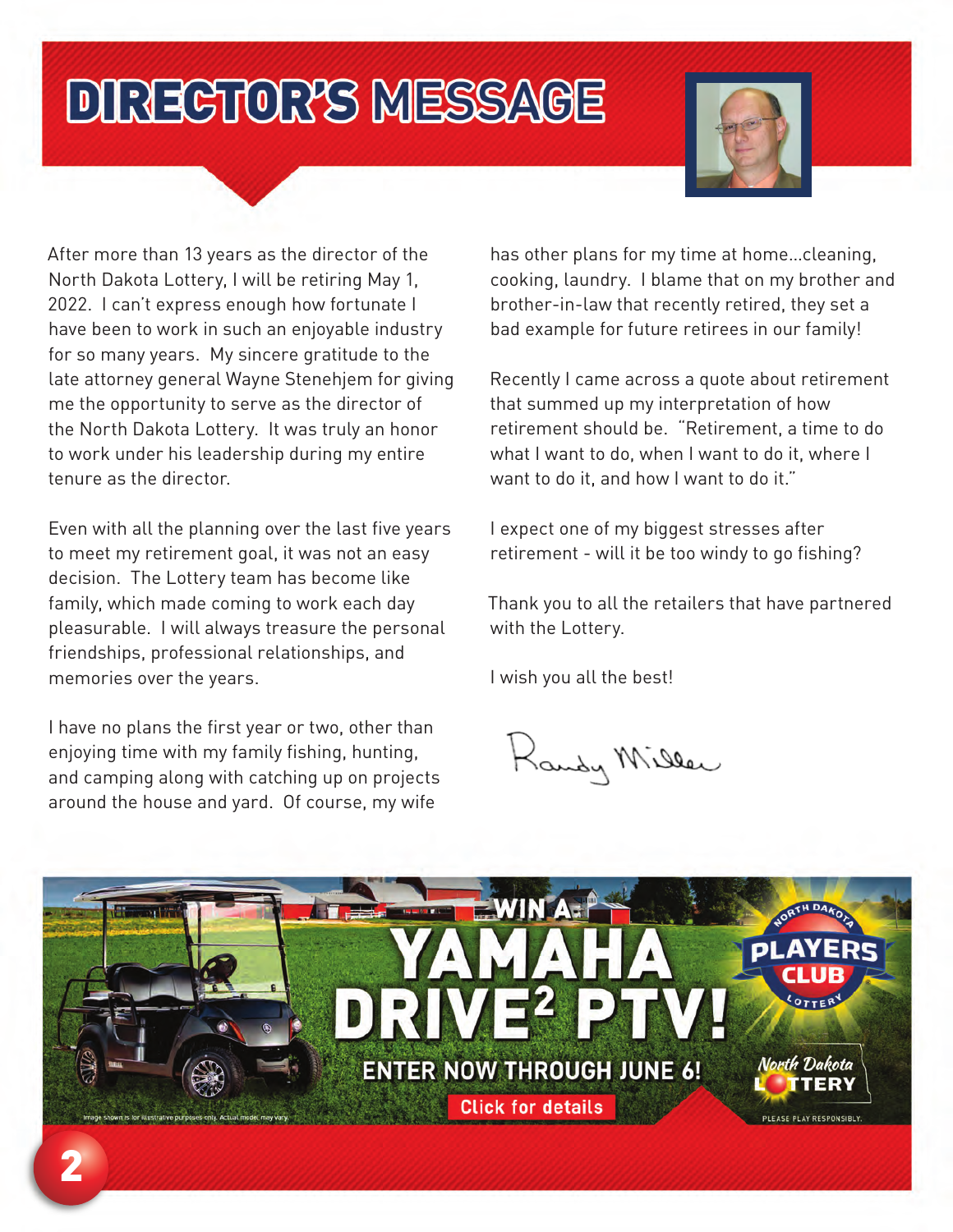# DIRECTOR'S MESSAGE

After more than 13 years as the director of the North Dakota Lottery, I will be retiring May 1, 2022. I can't express enough how fortunate I have been to work in such an enjoyable industry for so many years. My sincere gratitude to the late attorney general Wayne Stenehjem for giving me the opportunity to serve as the director of the North Dakota Lottery. It was truly an honor to work under his leadership during my entire tenure as the director.

Even with all the planning over the last five years to meet my retirement goal, it was not an easy decision. The Lottery team has become like family, which made coming to work each day pleasurable. I will always treasure the personal friendships, professional relationships, and memories over the years.

I have no plans the first year or two, other than enjoying time with my family fishing, hunting, and camping along with catching up on projects around the house and yard. Of course, my wife has other plans for my time at home...cleaning, cooking, laundry. I blame that on my brother and brother-in-law that recently retired, they set a bad example for future retirees in our family!

Recently I came across a quote about retirement that summed up my interpretation of how retirement should be. "Retirement, a time to do what I want to do, when I want to do it, where I want to do it, and how I want to do it."

I expect one of my biggest stresses after retirement - will it be too windy to go fishing?

Thank you to all the retailers that have partnered with the Lottery.

I wish you all the best!

Randy Miller

WIN A YAMAHA DRIVE² PTV!

ENTER NOW THROUGH JUNE 6!

Click for details

North Dakota Players Club Lottery

North Dakota Lottery

PLEASE PLAY RESPONSIBLY.

Image shown is for illustrative purposes only. Actual model may vary.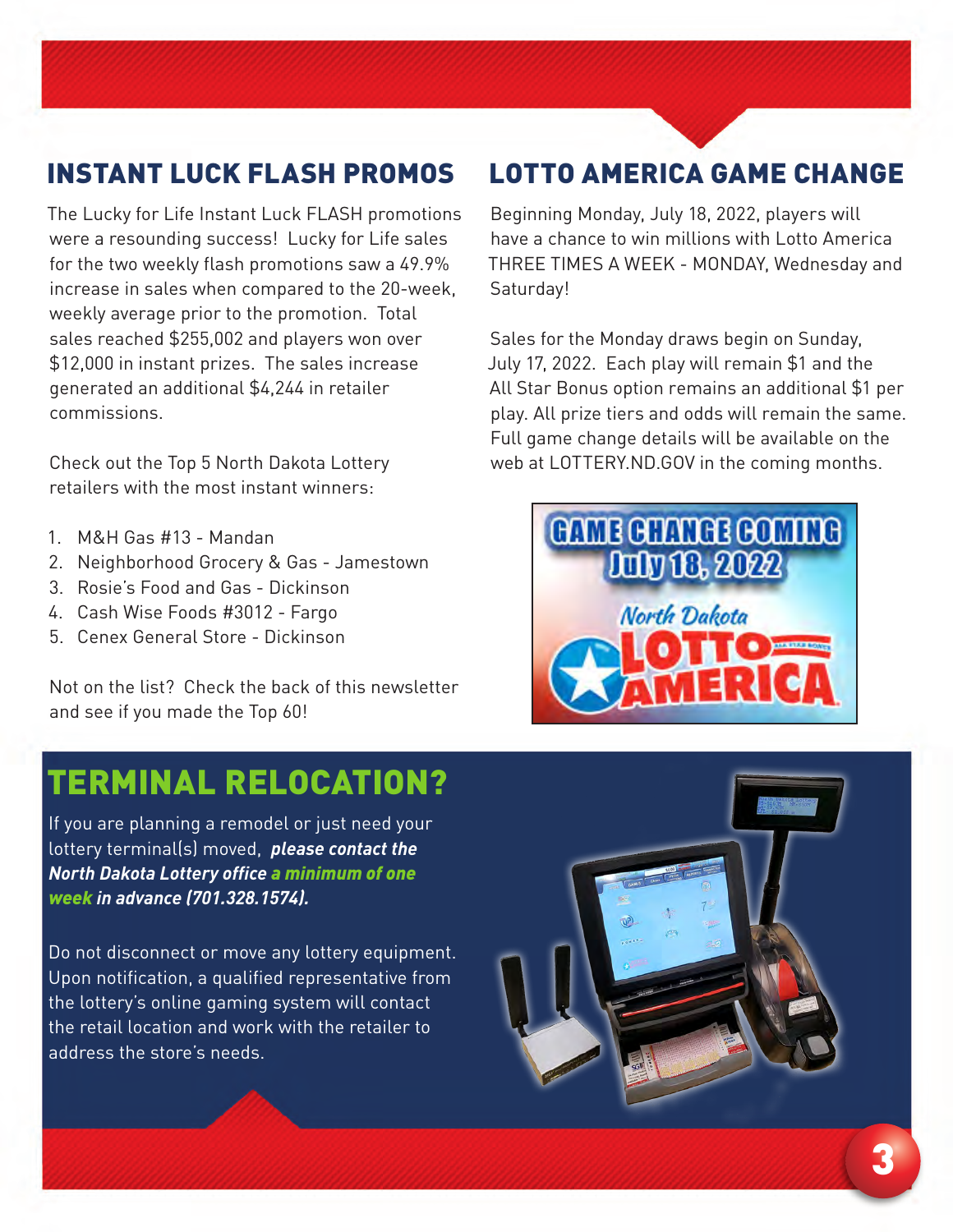## INSTANT LUCK FLASH PROMOS

The Lucky for Life Instant Luck FLASH promotions were a resounding success! Lucky for Life sales for the two weekly flash promotions saw a 49.9% increase in sales when compared to the 20-week, weekly average prior to the promotion. Total sales reached $255,002 and players won over $12,000 in instant prizes. The sales increase generated an additional $4,244 in retailer commissions.

Check out the Top 5 North Dakota Lottery retailers with the most instant winners:

1. M&H Gas #13 - Mandan
2. Neighborhood Grocery & Gas - Jamestown
3. Rosie's Food and Gas - Dickinson
4. Cash Wise Foods #3012 - Fargo
5. Cenex General Store - Dickinson

Not on the list? Check the back of this newsletter and see if you made the Top 60!

## LOTTO AMERICA GAME CHANGE

Beginning Monday, July 18, 2022, players will have a chance to win millions with Lotto America THREE TIMES A WEEK - MONDAY, Wednesday and Saturday!

Sales for the Monday draws begin on Sunday, July 17, 2022. Each play will remain $1 and the All Star Bonus option remains an additional $1 per play. All prize tiers and odds will remain the same. Full game change details will be available on the web at LOTTERY.ND.GOV in the coming months.

GAME CHANGE COMING July 18, 2022

North Dakota LOTTO AMERICA

## TERMINAL RELOCATION?

If you are planning a remodel or just need your lottery terminal(s) moved, ***please contact the North Dakota Lottery office a minimum of one week in advance (701.328.1574).***

Do not disconnect or move any lottery equipment. Upon notification, a qualified representative from the lottery's online gaming system will contact the retail location and work with the retailer to address the store's needs.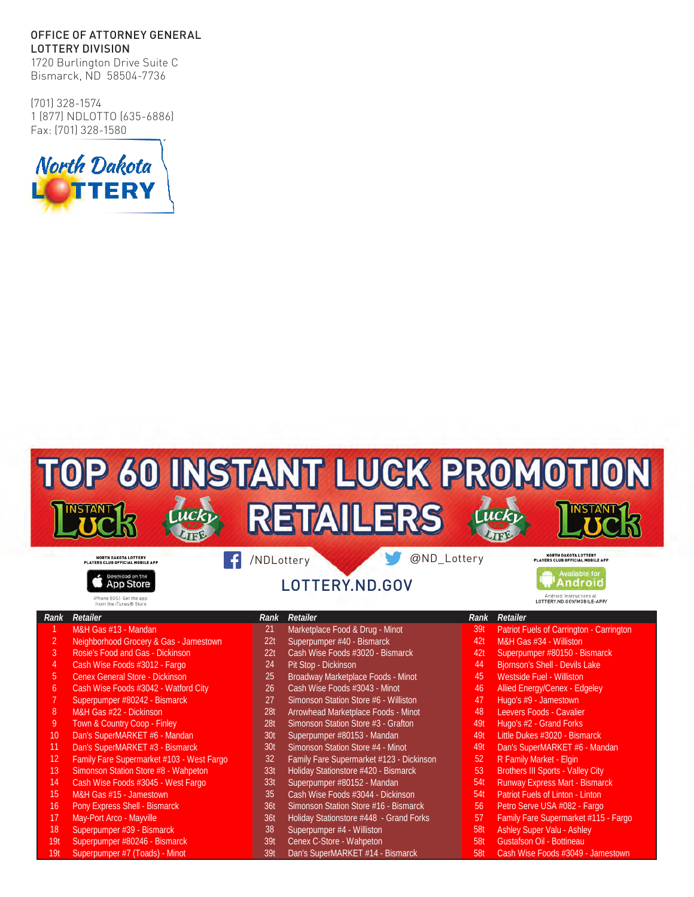OFFICE OF ATTORNEY GENERAL
LOTTERY DIVISION
1720 Burlington Drive Suite C
Bismarck, ND 58504-7736

(701) 328-1574
1 (877) NDLOTTO (635-6886)
Fax: (701) 328-1580

North Dakota LOTTERY

# TOP 60 INSTANT LUCK PROMOTION RETAILERS

NORTH DAKOTA LOTTERY PLAYERS CLUB OFFICIAL MOBILE APP
Download on the App Store
iPhone (iOS): Get the app from the iTunes® Store

/NDLottery
@ND_Lottery
LOTTERY.ND.GOV

NORTH DAKOTA LOTTERY PLAYERS CLUB OFFICIAL MOBILE APP
Available for Android
Android: Instructions at LOTTERY.ND.GOV/MOBILE-APP/

| Rank | Retailer | Rank | Retailer | Rank | Retailer |
|---|---|---|---|---|---|
| 1 | M&H Gas #13 - Mandan | 21 | Marketplace Food & Drug - Minot | 39t | Patriot Fuels of Carrington - Carrington |
| 2 | Neighborhood Grocery & Gas - Jamestown | 22t | Superpumper #40 - Bismarck | 42t | M&H Gas #34 - Williston |
| 3 | Rosie's Food and Gas - Dickinson | 22t | Cash Wise Foods #3020 - Bismarck | 42t | Superpumper #80150 - Bismarck |
| 4 | Cash Wise Foods #3012 - Fargo | 24 | Pit Stop - Dickinson | 44 | Bjornson's Shell - Devils Lake |
| 5 | Cenex General Store - Dickinson | 25 | Broadway Marketplace Foods - Minot | 45 | Westside Fuel - Williston |
| 6 | Cash Wise Foods #3042 - Watford City | 26 | Cash Wise Foods #3043 - Minot | 46 | Allied Energy/Cenex - Edgeley |
| 7 | Superpumper #80242 - Bismarck | 27 | Simonson Station Store #6 - Williston | 47 | Hugo's #9 - Jamestown |
| 8 | M&H Gas #22 - Dickinson | 28t | Arrowhead Marketplace Foods - Minot | 48 | Leevers Foods - Cavalier |
| 9 | Town & Country Coop - Finley | 28t | Simonson Station Store #3 - Grafton | 49t | Hugo's #2 - Grand Forks |
| 10 | Dan's SuperMARKET #6 - Mandan | 30t | Superpumper #80153 - Mandan | 49t | Little Dukes #3020 - Bismarck |
| 11 | Dan's SuperMARKET #3 - Bismarck | 30t | Simonson Station Store #4 - Minot | 49t | Dan's SuperMARKET #6 - Mandan |
| 12 | Family Fare Supermarket #103 - West Fargo | 32 | Family Fare Supermarket #123 - Dickinson | 52 | R Family Market - Elgin |
| 13 | Simonson Station Store #8 - Wahpeton | 33t | Holiday Stationstore #420 - Bismarck | 53 | Brothers III Sports - Valley City |
| 14 | Cash Wise Foods #3045 - West Fargo | 33t | Superpumper #80152 - Mandan | 54t | Runway Express Mart - Bismarck |
| 15 | M&H Gas #15 - Jamestown | 35 | Cash Wise Foods #3044 - Dickinson | 54t | Patriot Fuels of Linton - Linton |
| 16 | Pony Express Shell - Bismarck | 36t | Simonson Station Store #16 - Bismarck | 56 | Petro Serve USA #082 - Fargo |
| 17 | May-Port Arco - Mayville | 36t | Holiday Stationstore #448 - Grand Forks | 57 | Family Fare Supermarket #115 - Fargo |
| 18 | Superpumper #39 - Bismarck | 38 | Superpumper #4 - Williston | 58t | Ashley Super Valu - Ashley |
| 19t | Superpumper #80246 - Bismarck | 39t | Cenex C-Store - Wahpeton | 58t | Gustafson Oil - Bottineau |
| 19t | Superpumper #7 (Toads) - Minot | 39t | Dan's SuperMARKET #14 - Bismarck | 58t | Cash Wise Foods #3049 - Jamestown |